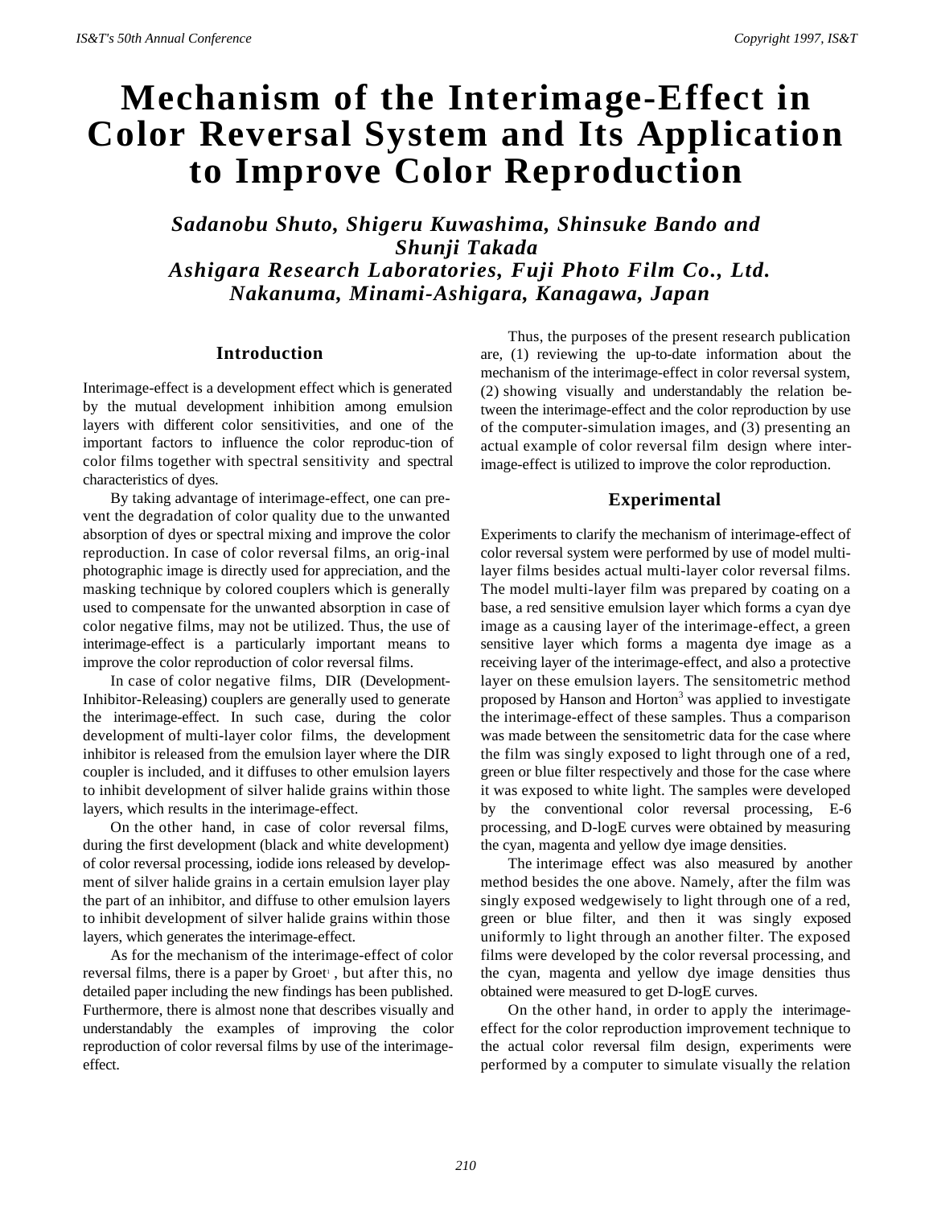# Mechanism of the Interimage-Effect in Color Reversal System and Its Application to Improve Color Reproduction

***Sadanobu Shuto, Shigeru Kuwashima, Shinsuke Bando and Shunji Takada***
***Ashigara Research Laboratories, Fuji Photo Film Co., Ltd.***
***Nakanuma, Minami-Ashigara, Kanagawa, Japan***

## Introduction

Interimage-effect is a development effect which is generated by the mutual development inhibition among emulsion layers with different color sensitivities, and one of the important factors to influence the color reproduc-tion of color films together with spectral sensitivity and spectral characteristics of dyes.

By taking advantage of interimage-effect, one can pre-vent the degradation of color quality due to the unwanted absorption of dyes or spectral mixing and improve the color reproduction. In case of color reversal films, an orig-inal photographic image is directly used for appreciation, and the masking technique by colored couplers which is generally used to compensate for the unwanted absorption in case of color negative films, may not be utilized. Thus, the use of interimage-effect is a particularly important means to improve the color reproduction of color reversal films.

In case of color negative films, DIR (Development-Inhibitor-Releasing) couplers are generally used to generate the interimage-effect. In such case, during the color development of multi-layer color films, the development inhibitor is released from the emulsion layer where the DIR coupler is included, and it diffuses to other emulsion layers to inhibit development of silver halide grains within those layers, which results in the interimage-effect.

On the other hand, in case of color reversal films, during the first development (black and white development) of color reversal processing, iodide ions released by develop-ment of silver halide grains in a certain emulsion layer play the part of an inhibitor, and diffuse to other emulsion layers to inhibit development of silver halide grains within those layers, which generates the interimage-effect.

As for the mechanism of the interimage-effect of color reversal films, there is a paper by Groet[1] , but after this, no detailed paper including the new findings has been published. Furthermore, there is almost none that describes visually and understandably the examples of improving the color reproduction of color reversal films by use of the interimage-effect.

Thus, the purposes of the present research publication are, (1) reviewing the up-to-date information about the mechanism of the interimage-effect in color reversal system, (2) showing visually and understandably the relation be-tween the interimage-effect and the color reproduction by use of the computer-simulation images, and (3) presenting an actual example of color reversal film design where inter-image-effect is utilized to improve the color reproduction.

## Experimental

Experiments to clarify the mechanism of interimage-effect of color reversal system were performed by use of model multi-layer films besides actual multi-layer color reversal films. The model multi-layer film was prepared by coating on a base, a red sensitive emulsion layer which forms a cyan dye image as a causing layer of the interimage-effect, a green sensitive layer which forms a magenta dye image as a receiving layer of the interimage-effect, and also a protective layer on these emulsion layers. The sensitometric method proposed by Hanson and Horton[3] was applied to investigate the interimage-effect of these samples. Thus a comparison was made between the sensitometric data for the case where the film was singly exposed to light through one of a red, green or blue filter respectively and those for the case where it was exposed to white light. The samples were developed by the conventional color reversal processing, E-6 processing, and D-logE curves were obtained by measuring the cyan, magenta and yellow dye image densities.

The interimage effect was also measured by another method besides the one above. Namely, after the film was singly exposed wedgewisely to light through one of a red, green or blue filter, and then it was singly exposed uniformly to light through an another filter. The exposed films were developed by the color reversal processing, and the cyan, magenta and yellow dye image densities thus obtained were measured to get D-logE curves.

On the other hand, in order to apply the interimage-effect for the color reproduction improvement technique to the actual color reversal film design, experiments were performed by a computer to simulate visually the relation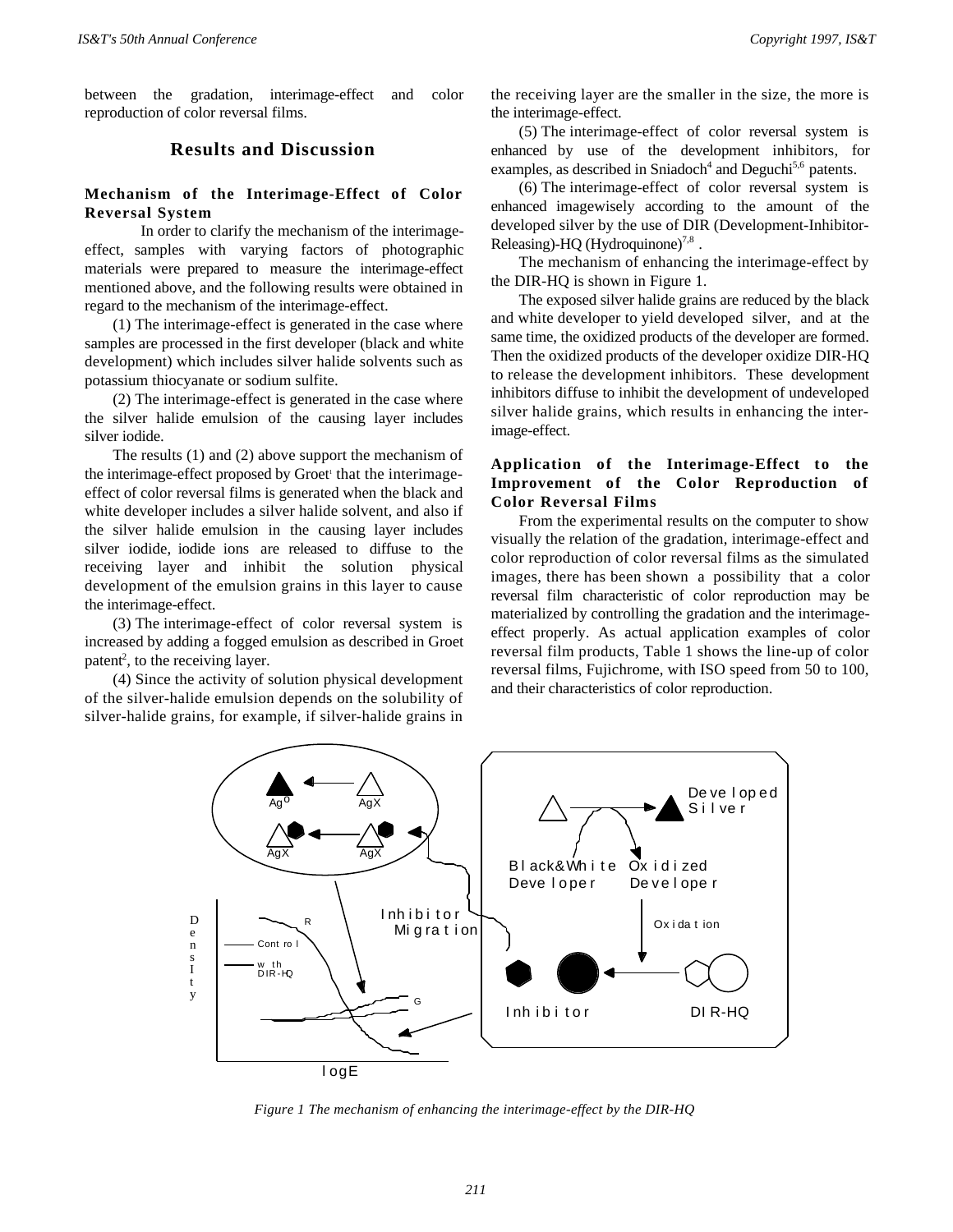between the gradation, interimage-effect and color reproduction of color reversal films.

## Results and Discussion

### Mechanism of the Interimage-Effect of Color Reversal System

In order to clarify the mechanism of the interimage-effect, samples with varying factors of photographic materials were prepared to measure the interimage-effect mentioned above, and the following results were obtained in regard to the mechanism of the interimage-effect.

(1) The interimage-effect is generated in the case where samples are processed in the first developer (black and white development) which includes silver halide solvents such as potassium thiocyanate or sodium sulfite.

(2) The interimage-effect is generated in the case where the silver halide emulsion of the causing layer includes silver iodide.

The results (1) and (2) above support the mechanism of the interimage-effect proposed by Groet[1] that the interimage-effect of color reversal films is generated when the black and white developer includes a silver halide solvent, and also if the silver halide emulsion in the causing layer includes silver iodide, iodide ions are released to diffuse to the receiving layer and inhibit the solution physical development of the emulsion grains in this layer to cause the interimage-effect.

(3) The interimage-effect of color reversal system is increased by adding a fogged emulsion as described in Groet patent[2], to the receiving layer.

(4) Since the activity of solution physical development of the silver-halide emulsion depends on the solubility of silver-halide grains, for example, if silver-halide grains in the receiving layer are the smaller in the size, the more is the interimage-effect.

(5) The interimage-effect of color reversal system is enhanced by use of the development inhibitors, for examples, as described in Sniadoch[4] and Deguchi[5,6] patents.

(6) The interimage-effect of color reversal system is enhanced imagewisely according to the amount of the developed silver by the use of DIR (Development-Inhibitor-Releasing)-HQ (Hydroquinone)[7,8].

The mechanism of enhancing the interimage-effect by the DIR-HQ is shown in Figure 1.

The exposed silver halide grains are reduced by the black and white developer to yield developed silver, and at the same time, the oxidized products of the developer are formed. Then the oxidized products of the developer oxidize DIR-HQ to release the development inhibitors. These development inhibitors diffuse to inhibit the development of undeveloped silver halide grains, which results in enhancing the interimage-effect.

### Application of the Interimage-Effect to the Improvement of the Color Reproduction of Color Reversal Films

From the experimental results on the computer to show visually the relation of the gradation, interimage-effect and color reproduction of color reversal films as the simulated images, there has been shown a possibility that a color reversal film characteristic of color reproduction may be materialized by controlling the gradation and the interimage-effect properly. As actual application examples of color reversal film products, Table 1 shows the line-up of color reversal films, Fujichrome, with ISO speed from 50 to 100, and their characteristics of color reproduction.

*Figure 1 The mechanism of enhancing the interimage-effect by the DIR-HQ*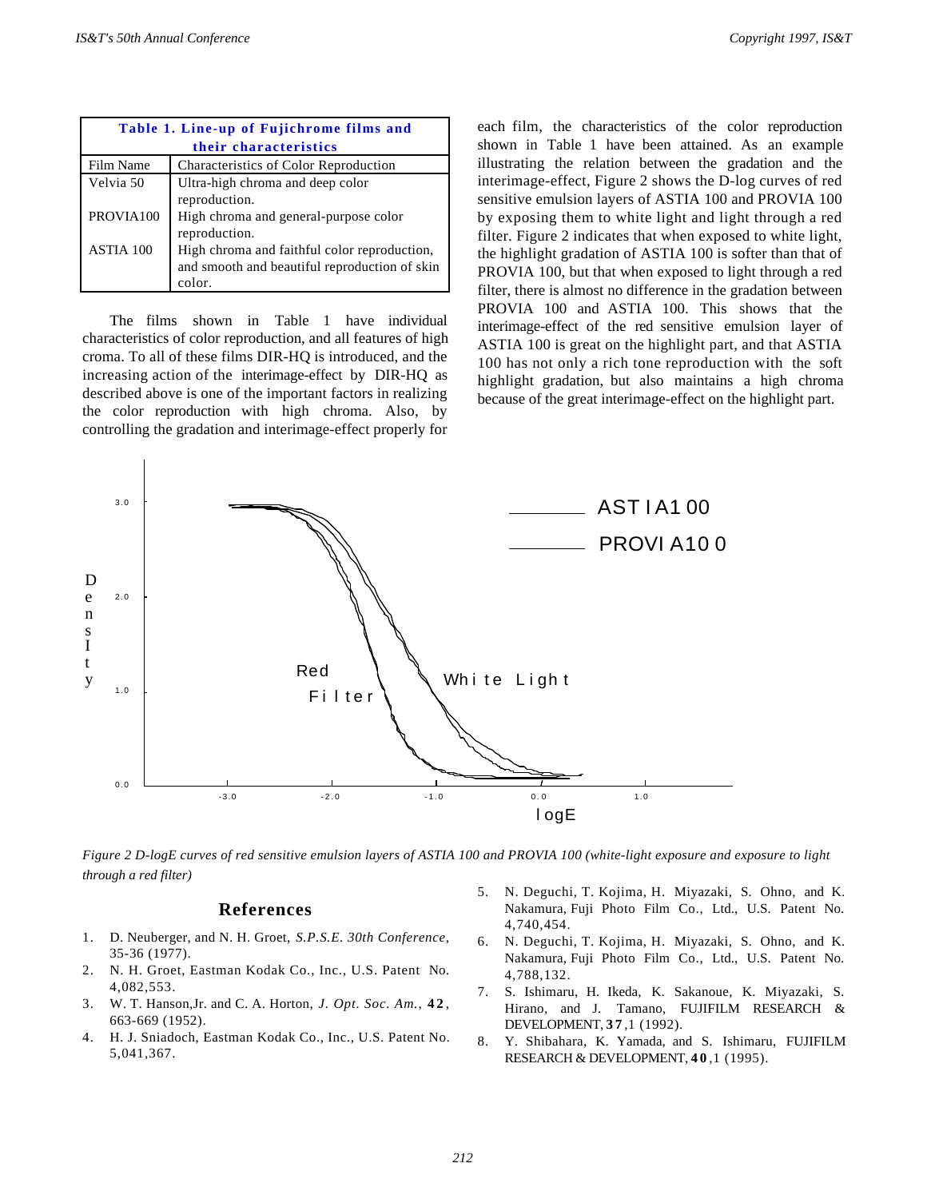**Table 1. Line-up of Fujichrome films and their characteristics**

| Film Name | Characteristics of Color Reproduction |
|---|---|
| Velvia 50 | Ultra-high chroma and deep color reproduction. |
| PROVIA100 | High chroma and general-purpose color reproduction. |
| ASTIA 100 | High chroma and faithful color reproduction, and smooth and beautiful reproduction of skin color. |

The films shown in Table 1 have individual characteristics of color reproduction, and all features of high croma. To all of these films DIR-HQ is introduced, and the increasing action of the interimage-effect by DIR-HQ as described above is one of the important factors in realizing the color reproduction with high chroma. Also, by controlling the gradation and interimage-effect properly for each film, the characteristics of the color reproduction shown in Table 1 have been attained. As an example illustrating the relation between the gradation and the interimage-effect, Figure 2 shows the D-log curves of red sensitive emulsion layers of ASTIA 100 and PROVIA 100 by exposing them to white light and light through a red filter. Figure 2 indicates that when exposed to white light, the highlight gradation of ASTIA 100 is softer than that of PROVIA 100, but that when exposed to light through a red filter, there is almost no difference in the gradation between PROVIA 100 and ASTIA 100. This shows that the interimage-effect of the red sensitive emulsion layer of ASTIA 100 is great on the highlight part, and that ASTIA 100 has not only a rich tone reproduction with the soft highlight gradation, but also maintains a high chroma because of the great interimage-effect on the highlight part.

ASTIA100
PROVIA100
Density
3.0
2.0
1.0
0.0
Red Filter
White Light
-3.0
-2.0
-1.0
0.0
1.0
logE

*Figure 2 D-logE curves of red sensitive emulsion layers of ASTIA 100 and PROVIA 100 (white-light exposure and exposure to light through a red filter)*

## References

1. D. Neuberger, and N. H. Groet, *S.P.S.E. 30th Conference*, 35-36 (1977).
2. N. H. Groet, Eastman Kodak Co., Inc., U.S. Patent No. 4,082,553.
3. W. T. Hanson,Jr. and C. A. Horton, *J. Opt. Soc. Am.*, **42**, 663-669 (1952).
4. H. J. Sniadoch, Eastman Kodak Co., Inc., U.S. Patent No. 5,041,367.
5. N. Deguchi, T. Kojima, H. Miyazaki, S. Ohno, and K. Nakamura, Fuji Photo Film Co., Ltd., U.S. Patent No. 4,740,454.
6. N. Deguchi, T. Kojima, H. Miyazaki, S. Ohno, and K. Nakamura, Fuji Photo Film Co., Ltd., U.S. Patent No. 4,788,132.
7. S. Ishimaru, H. Ikeda, K. Sakanoue, K. Miyazaki, S. Hirano, and J. Tamano, FUJIFILM RESEARCH & DEVELOPMENT, **37**,1 (1992).
8. Y. Shibahara, K. Yamada, and S. Ishimaru, FUJIFILM RESEARCH & DEVELOPMENT, **40**,1 (1995).